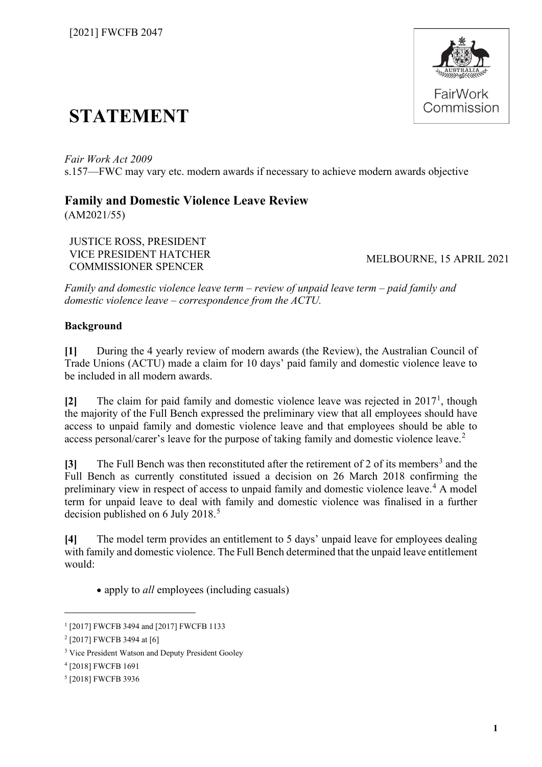[2021] FWCFB 2047

# STATEMENT

*Fair Work Act 2009*
s.157—FWC may vary etc. modern awards if necessary to achieve modern awards objective

## Family and Domestic Violence Leave Review

(AM2021/55)

JUSTICE ROSS, PRESIDENT
VICE PRESIDENT HATCHER
COMMISSIONER SPENCER

MELBOURNE, 15 APRIL 2021

*Family and domestic violence leave term – review of unpaid leave term – paid family and domestic violence leave – correspondence from the ACTU.*

**Background**

**[1]** During the 4 yearly review of modern awards (the Review), the Australian Council of Trade Unions (ACTU) made a claim for 10 days' paid family and domestic violence leave to be included in all modern awards.

**[2]** The claim for paid family and domestic violence leave was rejected in 2017[1], though the majority of the Full Bench expressed the preliminary view that all employees should have access to unpaid family and domestic violence leave and that employees should be able to access personal/carer's leave for the purpose of taking family and domestic violence leave.[2]

**[3]** The Full Bench was then reconstituted after the retirement of 2 of its members[3] and the Full Bench as currently constituted issued a decision on 26 March 2018 confirming the preliminary view in respect of access to unpaid family and domestic violence leave.[4] A model term for unpaid leave to deal with family and domestic violence was finalised in a further decision published on 6 July 2018.[5]

**[4]** The model term provides an entitlement to 5 days' unpaid leave for employees dealing with family and domestic violence. The Full Bench determined that the unpaid leave entitlement would:

- apply to *all* employees (including casuals)

---

[1] [2017] FWCFB 3494 and [2017] FWCFB 1133

[2] [2017] FWCFB 3494 at [6]

[3] Vice President Watson and Deputy President Gooley

[4] [2018] FWCFB 1691

[5] [2018] FWCFB 3936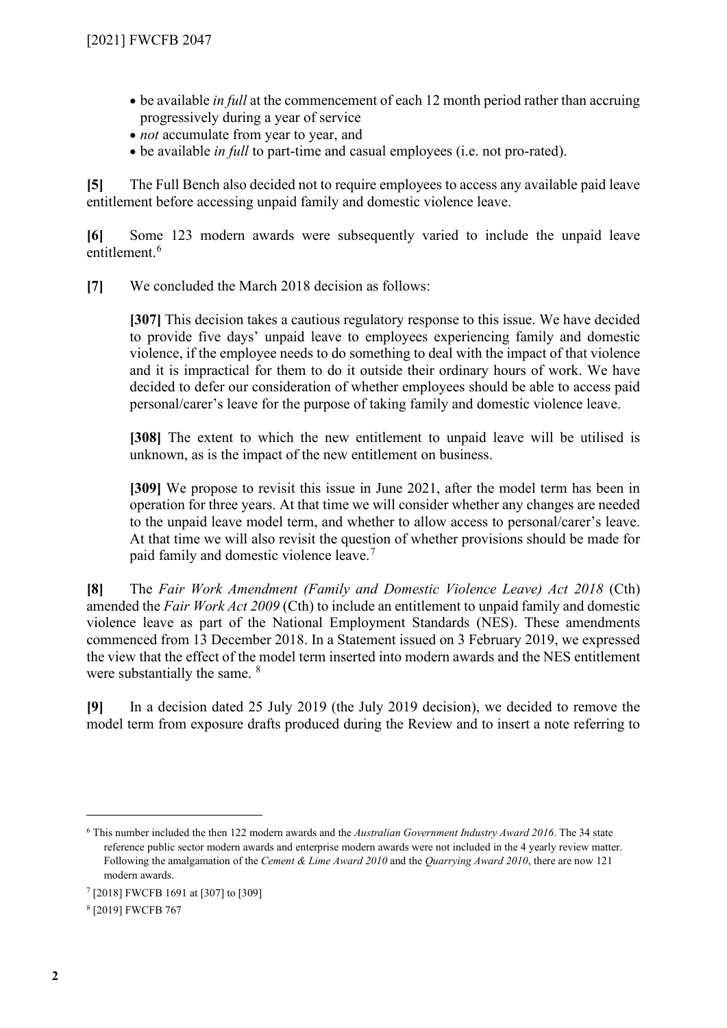- be available *in full* at the commencement of each 12 month period rather than accruing progressively during a year of service
- *not* accumulate from year to year, and
- be available *in full* to part-time and casual employees (i.e. not pro-rated).

**[5]** The Full Bench also decided not to require employees to access any available paid leave entitlement before accessing unpaid family and domestic violence leave.

**[6]** Some 123 modern awards were subsequently varied to include the unpaid leave entitlement.[6]

**[7]** We concluded the March 2018 decision as follows:

> **[307]** This decision takes a cautious regulatory response to this issue. We have decided to provide five days' unpaid leave to employees experiencing family and domestic violence, if the employee needs to do something to deal with the impact of that violence and it is impractical for them to do it outside their ordinary hours of work. We have decided to defer our consideration of whether employees should be able to access paid personal/carer's leave for the purpose of taking family and domestic violence leave.
>
> **[308]** The extent to which the new entitlement to unpaid leave will be utilised is unknown, as is the impact of the new entitlement on business.
>
> **[309]** We propose to revisit this issue in June 2021, after the model term has been in operation for three years. At that time we will consider whether any changes are needed to the unpaid leave model term, and whether to allow access to personal/carer's leave. At that time we will also revisit the question of whether provisions should be made for paid family and domestic violence leave.[7]

**[8]** The *Fair Work Amendment (Family and Domestic Violence Leave) Act 2018* (Cth) amended the *Fair Work Act 2009* (Cth) to include an entitlement to unpaid family and domestic violence leave as part of the National Employment Standards (NES). These amendments commenced from 13 December 2018. In a Statement issued on 3 February 2019, we expressed the view that the effect of the model term inserted into modern awards and the NES entitlement were substantially the same.[8]

**[9]** In a decision dated 25 July 2019 (the July 2019 decision), we decided to remove the model term from exposure drafts produced during the Review and to insert a note referring to

---

[6] This number included the then 122 modern awards and the *Australian Government Industry Award 2016*. The 34 state reference public sector modern awards and enterprise modern awards were not included in the 4 yearly review matter. Following the amalgamation of the *Cement & Lime Award 2010* and the *Quarrying Award 2010*, there are now 121 modern awards.

[7] [2018] FWCFB 1691 at [307] to [309]

[8] [2019] FWCFB 767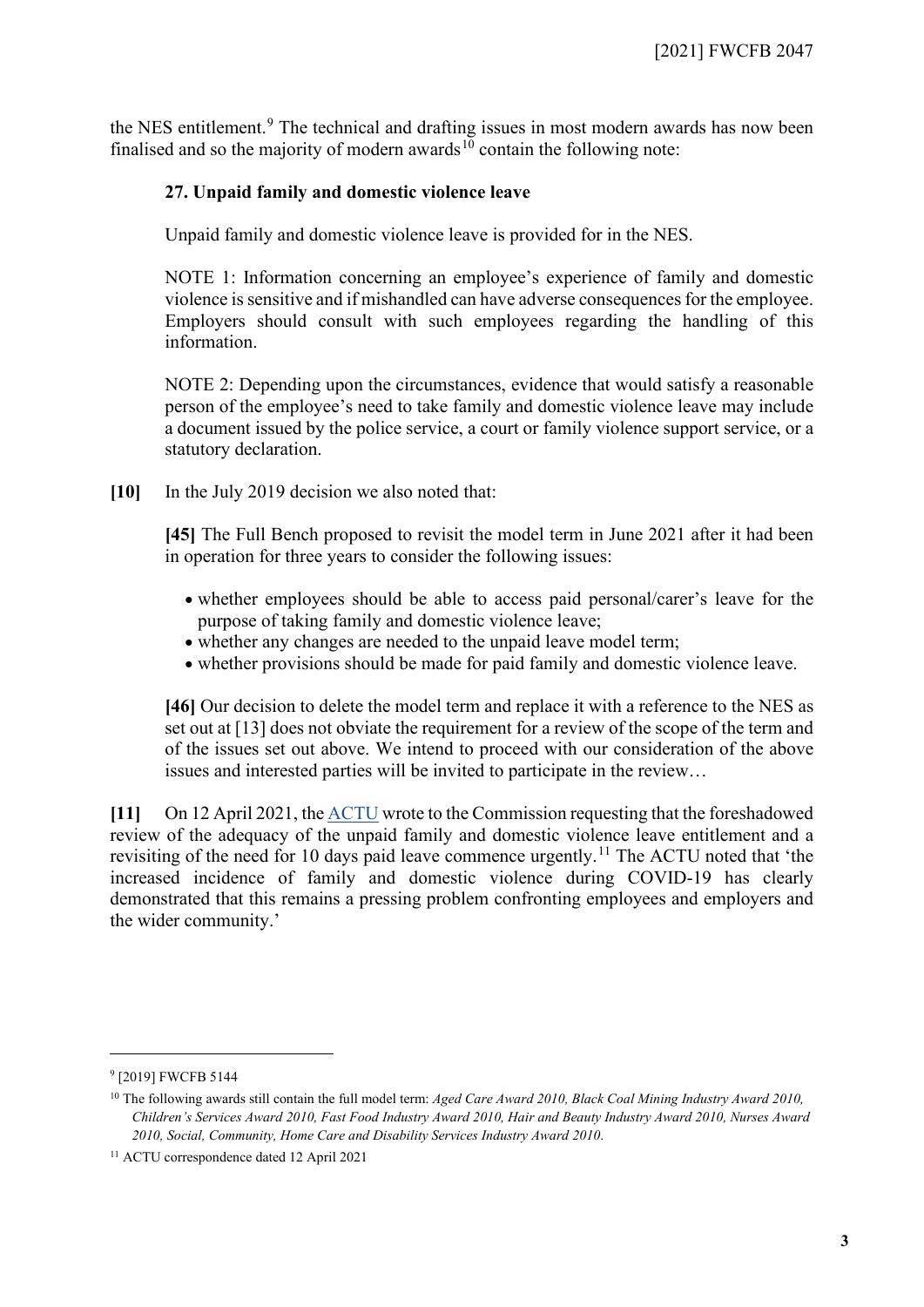the NES entitlement.[9] The technical and drafting issues in most modern awards has now been finalised and so the majority of modern awards[10] contain the following note:

> **27. Unpaid family and domestic violence leave**
>
> Unpaid family and domestic violence leave is provided for in the NES.
>
> NOTE 1: Information concerning an employee's experience of family and domestic violence is sensitive and if mishandled can have adverse consequences for the employee. Employers should consult with such employees regarding the handling of this information.
>
> NOTE 2: Depending upon the circumstances, evidence that would satisfy a reasonable person of the employee's need to take family and domestic violence leave may include a document issued by the police service, a court or family violence support service, or a statutory declaration.

**[10]** In the July 2019 decision we also noted that:

> **[45]** The Full Bench proposed to revisit the model term in June 2021 after it had been in operation for three years to consider the following issues:
>
> - whether employees should be able to access paid personal/carer's leave for the purpose of taking family and domestic violence leave;
> - whether any changes are needed to the unpaid leave model term;
> - whether provisions should be made for paid family and domestic violence leave.
>
> **[46]** Our decision to delete the model term and replace it with a reference to the NES as set out at [13] does not obviate the requirement for a review of the scope of the term and of the issues set out above. We intend to proceed with our consideration of the above issues and interested parties will be invited to participate in the review…

**[11]** On 12 April 2021, the ACTU wrote to the Commission requesting that the foreshadowed review of the adequacy of the unpaid family and domestic violence leave entitlement and a revisiting of the need for 10 days paid leave commence urgently.[11] The ACTU noted that 'the increased incidence of family and domestic violence during COVID-19 has clearly demonstrated that this remains a pressing problem confronting employees and employers and the wider community.'

---

[9] [2019] FWCFB 5144

[10] The following awards still contain the full model term: *Aged Care Award 2010, Black Coal Mining Industry Award 2010, Children's Services Award 2010, Fast Food Industry Award 2010, Hair and Beauty Industry Award 2010, Nurses Award 2010, Social, Community, Home Care and Disability Services Industry Award 2010*.

[11] ACTU correspondence dated 12 April 2021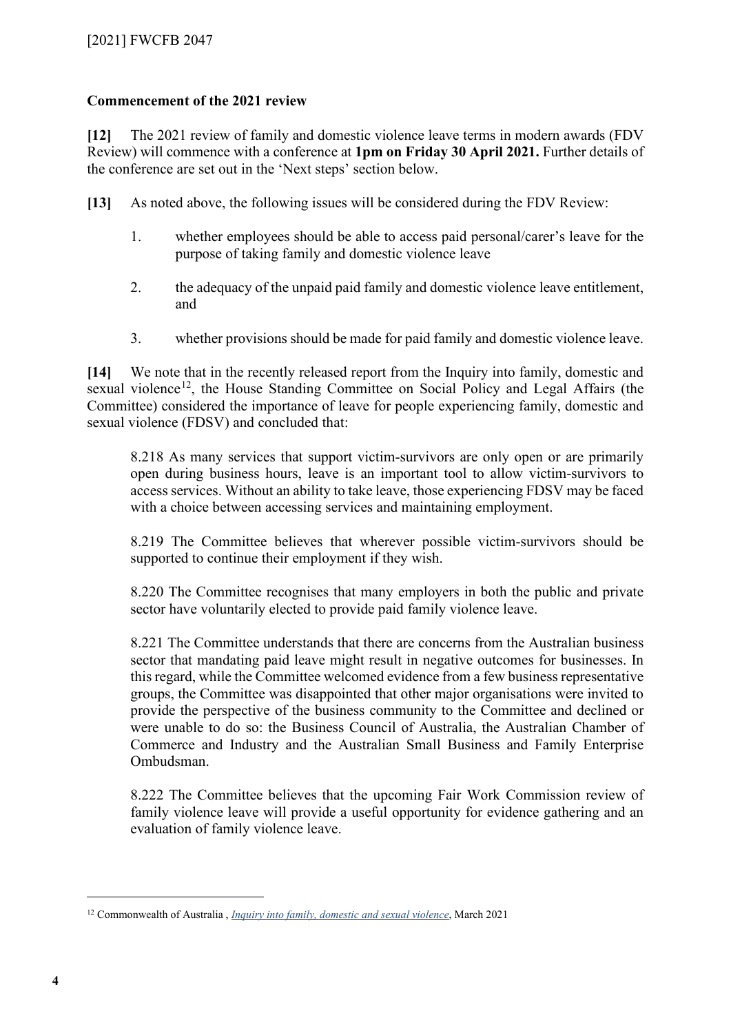**Commencement of the 2021 review**

**[12]** The 2021 review of family and domestic violence leave terms in modern awards (FDV Review) will commence with a conference at **1pm on Friday 30 April 2021.** Further details of the conference are set out in the 'Next steps' section below.

**[13]** As noted above, the following issues will be considered during the FDV Review:

1. whether employees should be able to access paid personal/carer's leave for the purpose of taking family and domestic violence leave

2. the adequacy of the unpaid paid family and domestic violence leave entitlement, and

3. whether provisions should be made for paid family and domestic violence leave.

**[14]** We note that in the recently released report from the Inquiry into family, domestic and sexual violence[12], the House Standing Committee on Social Policy and Legal Affairs (the Committee) considered the importance of leave for people experiencing family, domestic and sexual violence (FDSV) and concluded that:

> 8.218 As many services that support victim-survivors are only open or are primarily open during business hours, leave is an important tool to allow victim-survivors to access services. Without an ability to take leave, those experiencing FDSV may be faced with a choice between accessing services and maintaining employment.
>
> 8.219 The Committee believes that wherever possible victim-survivors should be supported to continue their employment if they wish.
>
> 8.220 The Committee recognises that many employers in both the public and private sector have voluntarily elected to provide paid family violence leave.
>
> 8.221 The Committee understands that there are concerns from the Australian business sector that mandating paid leave might result in negative outcomes for businesses. In this regard, while the Committee welcomed evidence from a few business representative groups, the Committee was disappointed that other major organisations were invited to provide the perspective of the business community to the Committee and declined or were unable to do so: the Business Council of Australia, the Australian Chamber of Commerce and Industry and the Australian Small Business and Family Enterprise Ombudsman.
>
> 8.222 The Committee believes that the upcoming Fair Work Commission review of family violence leave will provide a useful opportunity for evidence gathering and an evaluation of family violence leave.

---

[12] Commonwealth of Australia , *Inquiry into family, domestic and sexual violence*, March 2021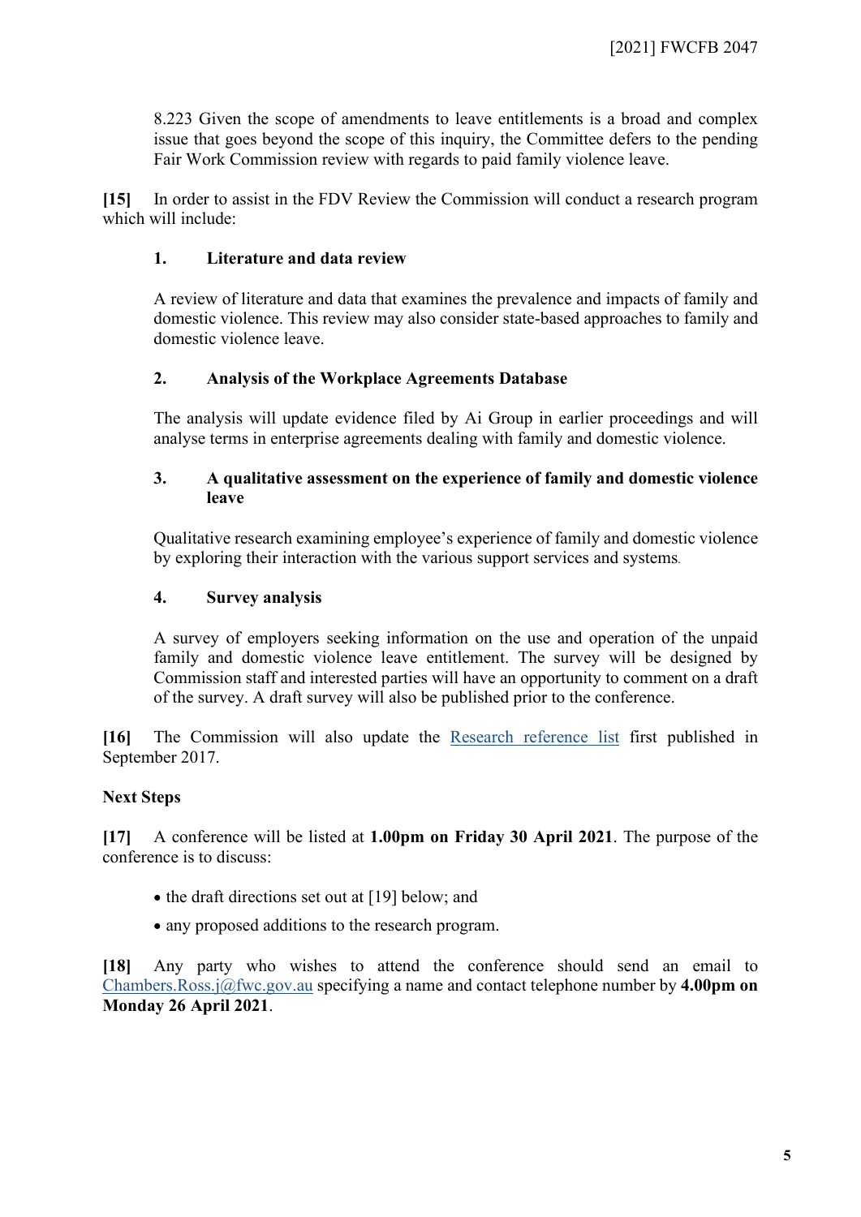8.223 Given the scope of amendments to leave entitlements is a broad and complex issue that goes beyond the scope of this inquiry, the Committee defers to the pending Fair Work Commission review with regards to paid family violence leave.

**[15]** In order to assist in the FDV Review the Commission will conduct a research program which will include:

**1. Literature and data review**

A review of literature and data that examines the prevalence and impacts of family and domestic violence. This review may also consider state-based approaches to family and domestic violence leave.

**2. Analysis of the Workplace Agreements Database**

The analysis will update evidence filed by Ai Group in earlier proceedings and will analyse terms in enterprise agreements dealing with family and domestic violence.

**3. A qualitative assessment on the experience of family and domestic violence leave**

Qualitative research examining employee's experience of family and domestic violence by exploring their interaction with the various support services and systems.

**4. Survey analysis**

A survey of employers seeking information on the use and operation of the unpaid family and domestic violence leave entitlement. The survey will be designed by Commission staff and interested parties will have an opportunity to comment on a draft of the survey. A draft survey will also be published prior to the conference.

**[16]** The Commission will also update the Research reference list first published in September 2017.

**Next Steps**

**[17]** A conference will be listed at **1.00pm on Friday 30 April 2021**. The purpose of the conference is to discuss:

- the draft directions set out at [19] below; and
- any proposed additions to the research program.

**[18]** Any party who wishes to attend the conference should send an email to Chambers.Ross.j@fwc.gov.au specifying a name and contact telephone number by **4.00pm on Monday 26 April 2021**.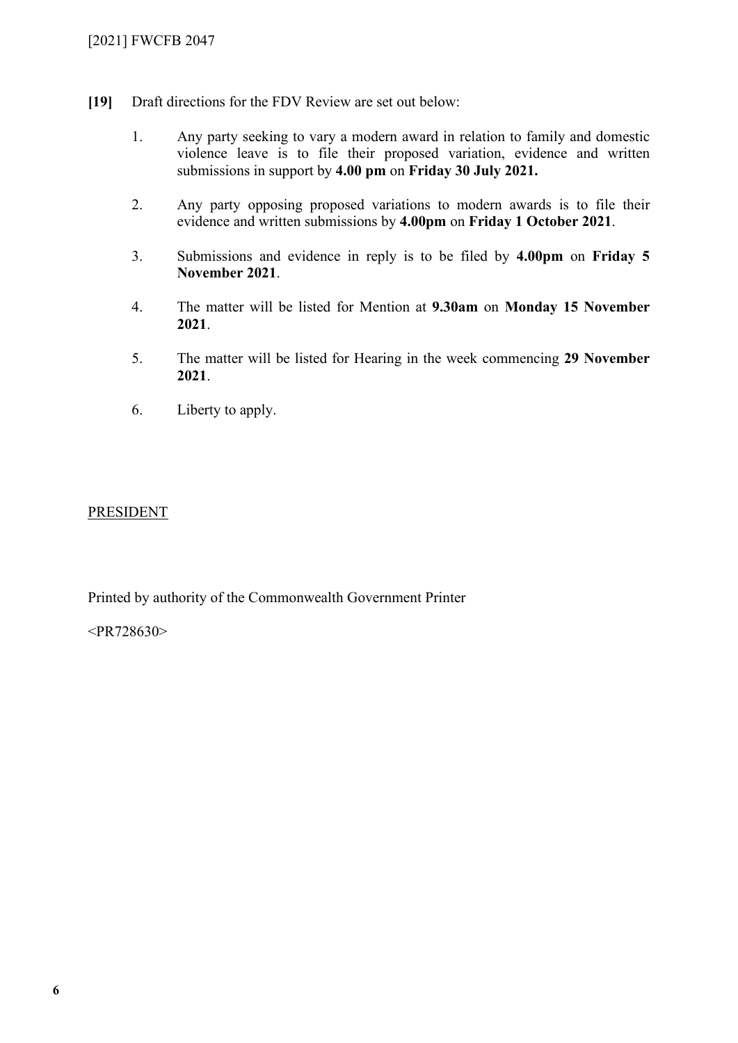**[19]** Draft directions for the FDV Review are set out below:

1. Any party seeking to vary a modern award in relation to family and domestic violence leave is to file their proposed variation, evidence and written submissions in support by **4.00 pm** on **Friday 30 July 2021.**

2. Any party opposing proposed variations to modern awards is to file their evidence and written submissions by **4.00pm** on **Friday 1 October 2021**.

3. Submissions and evidence in reply is to be filed by **4.00pm** on **Friday 5 November 2021**.

4. The matter will be listed for Mention at **9.30am** on **Monday 15 November 2021**.

5. The matter will be listed for Hearing in the week commencing **29 November 2021**.

6. Liberty to apply.

PRESIDENT

Printed by authority of the Commonwealth Government Printer

<PR728630>